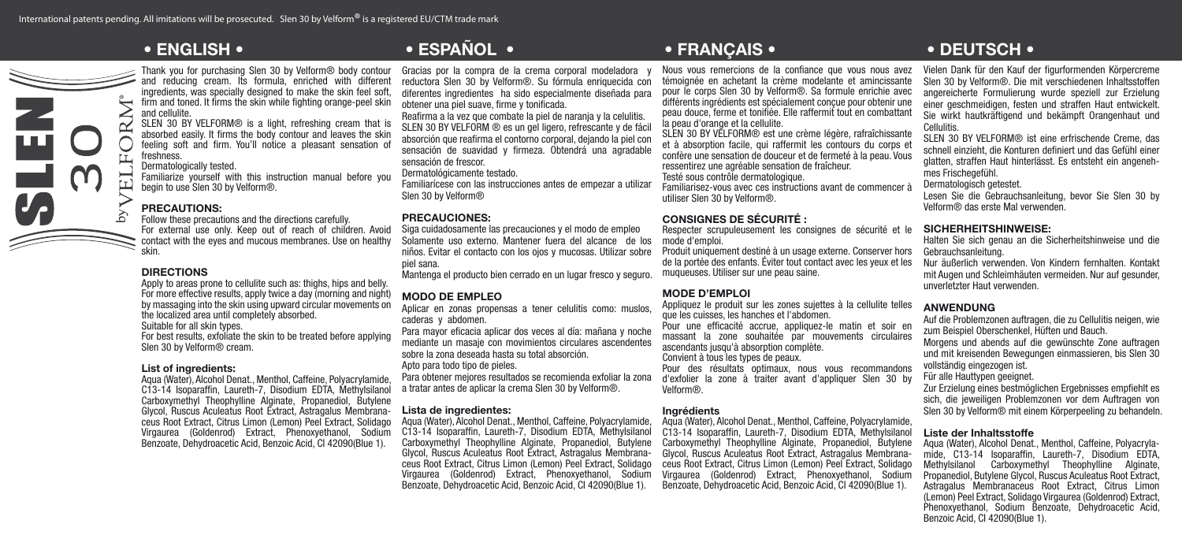International patents pending. All imitations will be prosecuted. Slen 30 by Velform® is a registered EU/CTM trade mark

SLEN 30 by VELFORM®

# • ENGLISH •

Thank you for purchasing Slen 30 by Velform® body contour and reducing cream. Its formula, enriched with different ingredients, was specially designed to make the skin feel soft, firm and toned. It firms the skin while fighting orange-peel skin and cellulite.

SLEN 30 BY VELFORM® is a light, refreshing cream that is absorbed easily. It firms the body contour and leaves the skin feeling soft and firm. You'll notice a pleasant sensation of freshness.

Dermatologically tested.

Familiarize yourself with this instruction manual before you begin to use Slen 30 by Velform®.

## PRECAUTIONS:

Follow these precautions and the directions carefully.

For external use only. Keep out of reach of children. Avoid contact with the eyes and mucous membranes. Use on healthy skin.

## DIRECTIONS

Apply to areas prone to cellulite such as: thighs, hips and belly. For more effective results, apply twice a day (morning and night) by massaging into the skin using upward circular movements on the localized area until completely absorbed.

Suitable for all skin types.

For best results, exfoliate the skin to be treated before applying Slen 30 by Velform® cream.

### List of ingredients:

Aqua (Water), Alcohol Denat., Menthol, Caffeine, Polyacrylamide, C13-14 Isoparaffin, Laureth-7, Disodium EDTA, Methylsilanol Carboxymethyl Theophylline Alginate, Propanediol, Butylene Glycol, Ruscus Aculeatus Root Extract, Astragalus Membranaceus Root Extract, Citrus Limon (Lemon) Peel Extract, Solidago Virgaurea (Goldenrod) Extract, Phenoxyethanol, Sodium Benzoate, Dehydroacetic Acid, Benzoic Acid, CI 42090(Blue 1).

# • ESPAÑOL •

Gracias por la compra de la crema corporal modeladora y reductora Slen 30 by Velform®. Su fórmula enriquecida con diferentes ingredientes ha sido especialmente diseñada para obtener una piel suave, firme y tonificada.

Reafirma a la vez que combate la piel de naranja y la celulitis.

SLEN 30 BY VELFORM ® es un gel ligero, refrescante y de fácil absorción que reafirma el contorno corporal, dejando la piel con sensación de suavidad y firmeza. Obtendrá una agradable sensación de frescor.

Dermatológicamente testado.

Familiarícese con las instrucciones antes de empezar a utilizar Slen 30 by Velform®

## PRECAUCIONES:

Siga cuidadosamente las precauciones y el modo de empleo

Solamente uso externo. Mantener fuera del alcance de los niños. Evitar el contacto con los ojos y mucosas. Utilizar sobre piel sana.

Mantenga el producto bien cerrado en un lugar fresco y seguro.

## MODO DE EMPLEO

Aplicar en zonas propensas a tener celulitis como: muslos, caderas y abdomen.

Para mayor eficacia aplicar dos veces al día: mañana y noche mediante un masaje con movimientos circulares ascendentes sobre la zona deseada hasta su total absorción.

Apto para todo tipo de pieles.

Para obtener mejores resultados se recomienda exfoliar la zona a tratar antes de aplicar la crema Slen 30 by Velform®.

### Lista de ingredientes:

Aqua (Water), Alcohol Denat., Menthol, Caffeine, Polyacrylamide, C13-14 Isoparaffin, Laureth-7, Disodium EDTA, Methylsilanol Carboxymethyl Theophylline Alginate, Propanediol, Butylene Glycol, Ruscus Aculeatus Root Extract, Astragalus Membranaceus Root Extract, Citrus Limon (Lemon) Peel Extract, Solidago Virgaurea (Goldenrod) Extract, Phenoxyethanol, Sodium Benzoate, Dehydroacetic Acid, Benzoic Acid, CI 42090(Blue 1).

# • FRANÇAIS •

Nous vous remercions de la confiance que vous nous avez témoignée en achetant la crème modelante et amincissante pour le corps Slen 30 by Velform®. Sa formule enrichie avec différents ingrédients est spécialement conçue pour obtenir une peau douce, ferme et tonifiée. Elle raffermit tout en combattant la peau d'orange et la cellulite.

SLEN 30 BY VELFORM® est une crème légère, rafraîchissante et à absorption facile, qui raffermit les contours du corps et confère une sensation de douceur et de fermeté à la peau. Vous ressentirez une agréable sensation de fraîcheur.

Testé sous contrôle dermatologique.

Familiarisez-vous avec ces instructions avant de commencer à utiliser Slen 30 by Velform®.

## CONSIGNES DE SÉCURITÉ :

Respecter scrupuleusement les consignes de sécurité et le mode d'emploi.

Produit uniquement destiné à un usage externe. Conserver hors de la portée des enfants. Éviter tout contact avec les yeux et les muqueuses. Utiliser sur une peau saine.

## MODE D'EMPLOI

Appliquez le produit sur les zones sujettes à la cellulite telles que les cuisses, les hanches et l'abdomen.

Pour une efficacité accrue, appliquez-le matin et soir en massant la zone souhaitée par mouvements circulaires ascendants jusqu'à absorption complète.

Convient à tous les types de peaux.

Pour des résultats optimaux, nous vous recommandons d'exfolier la zone à traiter avant d'appliquer Slen 30 by Velform®.

### Ingrédients

Aqua (Water), Alcohol Denat., Menthol, Caffeine, Polyacrylamide, C13-14 Isoparaffin, Laureth-7, Disodium EDTA, Methylsilanol Carboxymethyl Theophylline Alginate, Propanediol, Butylene Glycol, Ruscus Aculeatus Root Extract, Astragalus Membranaceus Root Extract, Citrus Limon (Lemon) Peel Extract, Solidago Virgaurea (Goldenrod) Extract, Phenoxyethanol, Sodium Benzoate, Dehydroacetic Acid, Benzoic Acid, CI 42090(Blue 1).

# • DEUTSCH •

Vielen Dank für den Kauf der figurformenden Körpercreme Slen 30 by Velform®. Die mit verschiedenen Inhaltsstoffen angereicherte Formulierung wurde speziell zur Erzielung einer geschmeidigen, festen und straffen Haut entwickelt. Sie wirkt hautkräftigend und bekämpft Orangenhaut und Cellulitis.

SLEN 30 BY VELFORM® ist eine erfrischende Creme, das schnell einzieht, die Konturen definiert und das Gefühl einer glatten, straffen Haut hinterlässt. Es entsteht ein angenehmes Frischegefühl.

Dermatologisch getestet.

Lesen Sie die Gebrauchsanleitung, bevor Sie Slen 30 by Velform® das erste Mal verwenden.

## SICHERHEITSHINWEISE:

Halten Sie sich genau an die Sicherheitshinweise und die Gebrauchsanleitung.

Nur äußerlich verwenden. Von Kindern fernhalten. Kontakt mit Augen und Schleimhäuten vermeiden. Nur auf gesunder, unverletzter Haut verwenden.

## ANWENDUNG

Auf die Problemzonen auftragen, die zu Cellulitis neigen, wie zum Beispiel Oberschenkel, Hüften und Bauch.

Morgens und abends auf die gewünschte Zone auftragen und mit kreisenden Bewegungen einmassieren, bis Slen 30 vollständig eingezogen ist.

Für alle Hauttypen geeignet.

Zur Erzielung eines bestmöglichen Ergebnisses empfiehlt es sich, die jeweiligen Problemzonen vor dem Auftragen von Slen 30 by Velform® mit einem Körperpeeling zu behandeln.

### Liste der Inhaltsstoffe

Aqua (Water), Alcohol Denat., Menthol, Caffeine, Polyacrylamide, C13-14 Isoparaffin, Laureth-7, Disodium EDTA, Methylsilanol Carboxymethyl Theophylline Alginate, Propanediol, Butylene Glycol, Ruscus Aculeatus Root Extract, Astragalus Membranaceus Root Extract, Citrus Limon (Lemon) Peel Extract, Solidago Virgaurea (Goldenrod) Extract, Phenoxyethanol, Sodium Benzoate, Dehydroacetic Acid, Benzoic Acid, CI 42090(Blue 1).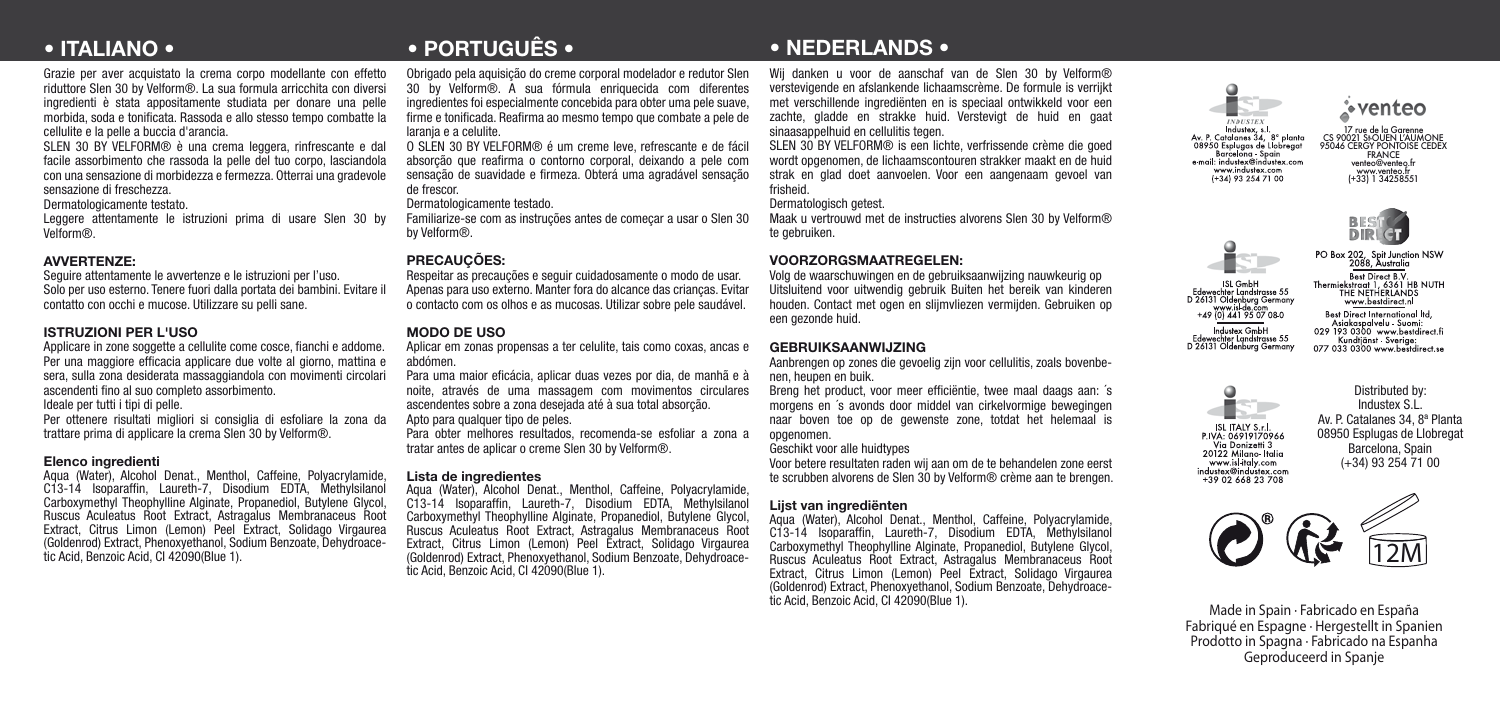# • ITALIANO •

Grazie per aver acquistato la crema corpo modellante con effetto riduttore Slen 30 by Velform®. La sua formula arricchita con diversi ingredienti è stata appositamente studiata per donare una pelle morbida, soda e tonificata. Rassoda e allo stesso tempo combatte la cellulite e la pelle a buccia d'arancia.

SLEN 30 BY VELFORM® è una crema leggera, rinfrescante e dal facile assorbimento che rassoda la pelle del tuo corpo, lasciandola con una sensazione di morbidezza e fermezza. Otterrai una gradevole sensazione di freschezza.

Dermatologicamente testato.

Leggere attentamente le istruzioni prima di usare Slen 30 by Velform®.

### AVVERTENZE:

Seguire attentamente le avvertenze e le istruzioni per l'uso.
Solo per uso esterno. Tenere fuori dalla portata dei bambini. Evitare il contatto con occhi e mucose. Utilizzare su pelli sane.

### ISTRUZIONI PER L'USO

Applicare in zone soggette a cellulite come cosce, fianchi e addome.
Per una maggiore efficacia applicare due volte al giorno, mattina e sera, sulla zona desiderata massaggiandola con movimenti circolari ascendenti fino al suo completo assorbimento.
Ideale per tutti i tipi di pelle.
Per ottenere risultati migliori si consiglia di esfoliare la zona da trattare prima di applicare la crema Slen 30 by Velform®.

### Elenco ingredienti

Aqua (Water), Alcohol Denat., Menthol, Caffeine, Polyacrylamide, C13-14 Isoparaffin, Laureth-7, Disodium EDTA, Methylsilanol Carboxymethyl Theophylline Alginate, Propanediol, Butylene Glycol, Ruscus Aculeatus Root Extract, Astragalus Membranaceus Root Extract, Citrus Limon (Lemon) Peel Extract, Solidago Virgaurea (Goldenrod) Extract, Phenoxyethanol, Sodium Benzoate, Dehydroacetic Acid, Benzoic Acid, CI 42090(Blue 1).

# • PORTUGUÊS •

Obrigado pela aquisição do creme corporal modelador e redutor Slen 30 by Velform®. A sua fórmula enriquecida com diferentes ingredientes foi especialmente concebida para obter uma pele suave, firme e tonificada. Reafirma ao mesmo tempo que combate a pele de laranja e a celulite.

O SLEN 30 BY VELFORM® é um creme leve, refrescante e de fácil absorção que reafirma o contorno corporal, deixando a pele com sensação de suavidade e firmeza. Obterá uma agradável sensação de frescor.

Dermatologicamente testado.

Familiarize-se com as instruções antes de começar a usar o Slen 30 by Velform®.

### PRECAUÇÕES:

Respeitar as precauções e seguir cuidadosamente o modo de usar. Apenas para uso externo. Manter fora do alcance das crianças. Evitar o contacto com os olhos e as mucosas. Utilizar sobre pele saudável.

### MODO DE USO

Aplicar em zonas propensas a ter celulite, tais como coxas, ancas e abdómen.
Para uma maior eficácia, aplicar duas vezes por dia, de manhã e à noite, através de uma massagem com movimentos circulares ascendentes sobre a zona desejada até à sua total absorção.
Apto para qualquer tipo de peles.
Para obter melhores resultados, recomenda-se esfoliar a zona a tratar antes de aplicar o creme Slen 30 by Velform®.

### Lista de ingredientes

Aqua (Water), Alcohol Denat., Menthol, Caffeine, Polyacrylamide, C13-14 Isoparaffin, Laureth-7, Disodium EDTA, Methylsilanol Carboxymethyl Theophylline Alginate, Propanediol, Butylene Glycol, Ruscus Aculeatus Root Extract, Astragalus Membranaceus Root Extract, Citrus Limon (Lemon) Peel Extract, Solidago Virgaurea (Goldenrod) Extract, Phenoxyethanol, Sodium Benzoate, Dehydroacetic Acid, Benzoic Acid, CI 42090(Blue 1).

# • NEDERLANDS •

Wij danken u voor de aanschaf van de Slen 30 by Velform® verstevigende en afslankende lichaamscrème. De formule is verrijkt met verschillende ingrediënten en is speciaal ontwikkeld voor een zachte, gladde en strakke huid. Verstevigt de huid en gaat sinaasappelhuid en cellulitis tegen.

SLEN 30 BY VELFORM® is een lichte, verfrissende crème die goed wordt opgenomen, de lichaamscontouren strakker maakt en de huid strak en glad doet aanvoelen. Voor een aangenaam gevoel van frisheid.

Dermatologisch getest.

Maak u vertrouwd met de instructies alvorens Slen 30 by Velform® te gebruiken.

### VOORZORGSMAATREGELEN:

Volg de waarschuwingen en de gebruiksaanwijzing nauwkeurig op
Uitsluitend voor uitwendig gebruik Buiten het bereik van kinderen houden. Contact met ogen en slijmvliezen vermijden. Gebruiken op een gezonde huid.

### GEBRUIKSAANWIJZING

Aanbrengen op zones die gevoelig zijn voor cellulitis, zoals bovenbenen, heupen en buik.
Breng het product, voor meer efficiëntie, twee maal daags aan: ´s morgens en ´s avonds door middel van cirkelvormige bewegingen naar boven toe op de gewenste zone, totdat het helemaal is opgenomen.
Geschikt voor alle huidtypes
Voor betere resultaten raden wij aan om de te behandelen zone eerst te scrubben alvorens de Slen 30 by Velform® crème aan te brengen.

### Lijst van ingrediënten

Aqua (Water), Alcohol Denat., Menthol, Caffeine, Polyacrylamide, C13-14 Isoparaffin, Laureth-7, Disodium EDTA, Methylsilanol Carboxymethyl Theophylline Alginate, Propanediol, Butylene Glycol, Ruscus Aculeatus Root Extract, Astragalus Membranaceus Root Extract, Citrus Limon (Lemon) Peel Extract, Solidago Virgaurea (Goldenrod) Extract, Phenoxyethanol, Sodium Benzoate, Dehydroacetic Acid, Benzoic Acid, CI 42090(Blue 1).

---

Industex, s.l.
Av. P. Catalanes 34, 8ª planta
08950 Esplugas de Llobregat
Barcelona - Spain
e-mail: industex@industex.com
www.industex.com
(+34) 93 254 71 00

venteo
17 rue de la Garenne
CS 90021 SHOUEN L'AUMONE
95046 CERGY PONTOISE CEDEX
FRANCE
venteo@venteo.fr
www.venteo.fr
(+33) 1 34258551

ISL GmbH
Edewechter Landstrasse 55
D 26131 Oldenburg Germany
www.isl-de.com
+49 (0) 441 95 07 08-0

Industex GmbH
Edewechter Landstrasse 55
D 26131 Oldenburg Germany

PO Box 202, Spit Junction NSW
2088, Australia

Best Direct B.V.
Thermiekstraat 1, 6361 HB NUTH
THE NETHERLANDS
www.bestdirect.nl

Best Direct International ltd,
Asiakaspalvelu - Suomi:
029 193 0300 www.bestdirect.fi
Kundtjänst - Sverige:
077 033 0300 www.bestdirect.se

ISL ITALY S.r.l.
P.IVA: 06919170966
Via Donizetti 3
20122 Milano- Italia
www.isl-italy.com
industex@industex.com
+39 02 668 23 708

Distributed by:
Industex S.L.
Av. P. Catalanes 34, 8ª Planta
08950 Esplugas de Llobregat
Barcelona, Spain
(+34) 93 254 71 00

12M

Made in Spain · Fabricado en España
Fabriqué en Espagne · Hergestellt in Spanien
Prodotto in Spagna · Fabricado na Espanha
Geproduceerd in Spanje